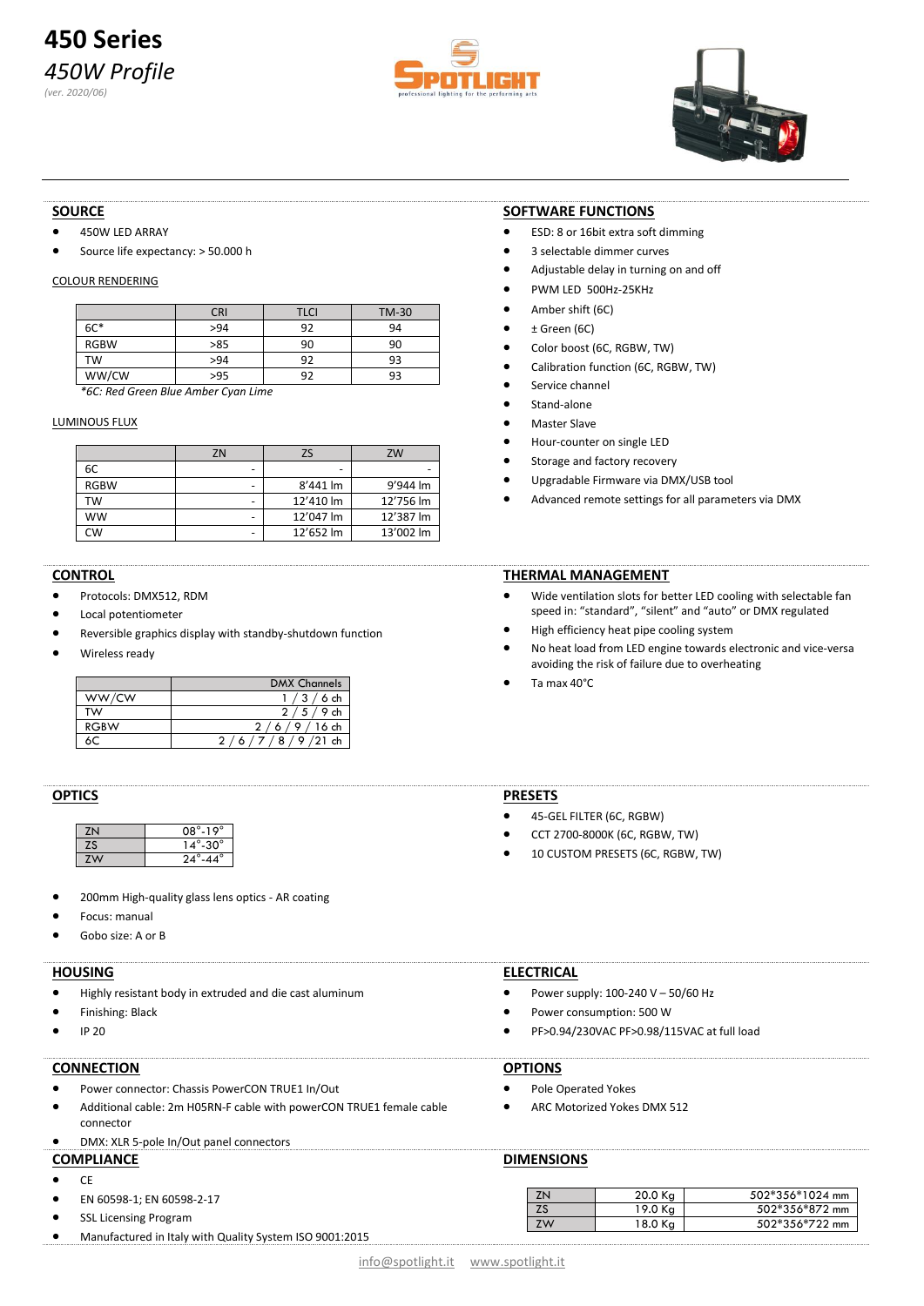# 450 Series

*450W Profile*

*(ver. 2020/06)*

## SOURCE

- 450W LED ARRAY
- Source life expectancy: > 50.000 h

### COLOUR RENDERING

| | CRI | TLCI | TM-30 |
|---|---|---|---|
| 6C* | >94 | 92 | 94 |
| RGBW | >85 | 90 | 90 |
| TW | >94 | 92 | 93 |
| WW/CW | >95 | 92 | 93 |

*\*6C: Red Green Blue Amber Cyan Lime*

### LUMINOUS FLUX

| | ZN | ZS | ZW |
|---|---|---|---|
| 6C | - | - | - |
| RGBW | - | 8'441 lm | 9'944 lm |
| TW | - | 12'410 lm | 12'756 lm |
| WW | - | 12'047 lm | 12'387 lm |
| CW | - | 12'652 lm | 13'002 lm |

## SOFTWARE FUNCTIONS

- ESD: 8 or 16bit extra soft dimming
- 3 selectable dimmer curves
- Adjustable delay in turning on and off
- PWM LED 500Hz-25KHz
- Amber shift (6C)
- ± Green (6C)
- Color boost (6C, RGBW, TW)
- Calibration function (6C, RGBW, TW)
- Service channel
- Stand-alone
- Master Slave
- Hour-counter on single LED
- Storage and factory recovery
- Upgradable Firmware via DMX/USB tool
- Advanced remote settings for all parameters via DMX

## CONTROL

- Protocols: DMX512, RDM
- Local potentiometer
- Reversible graphics display with standby-shutdown function
- Wireless ready

| | DMX Channels |
|---|---|
| WW/CW | 1 / 3 / 6 ch |
| TW | 2 / 5 / 9 ch |
| RGBW | 2 / 6 / 9 / 16 ch |
| 6C | 2 / 6 / 7 / 8 / 9 /21 ch |

## THERMAL MANAGEMENT

- Wide ventilation slots for better LED cooling with selectable fan speed in: "standard", "silent" and "auto" or DMX regulated
- High efficiency heat pipe cooling system
- No heat load from LED engine towards electronic and vice-versa avoiding the risk of failure due to overheating
- Ta max 40°C

## OPTICS

| | |
|---|---|
| ZN | 08°-19° |
| ZS | 14°-30° |
| ZW | 24°-44° |

- 200mm High-quality glass lens optics - AR coating
- Focus: manual
- Gobo size: A or B

## PRESETS

- 45-GEL FILTER (6C, RGBW)
- CCT 2700-8000K (6C, RGBW, TW)
- 10 CUSTOM PRESETS (6C, RGBW, TW)

## HOUSING

- Highly resistant body in extruded and die cast aluminum
- Finishing: Black
- IP 20

## ELECTRICAL

- Power supply: 100-240 V – 50/60 Hz
- Power consumption: 500 W
- PF>0.94/230VAC PF>0.98/115VAC at full load

## CONNECTION

- Power connector: Chassis PowerCON TRUE1 In/Out
- Additional cable: 2m H05RN-F cable with powerCON TRUE1 female cable connector
- DMX: XLR 5-pole In/Out panel connectors

## OPTIONS

- Pole Operated Yokes
- ARC Motorized Yokes DMX 512

## COMPLIANCE

- CE
- EN 60598-1; EN 60598-2-17
- SSL Licensing Program
- Manufactured in Italy with Quality System ISO 9001:2015

## DIMENSIONS

| | | |
|---|---|---|
| ZN | 20.0 Kg | 502*356*1024 mm |
| ZS | 19.0 Kg | 502*356*872 mm |
| ZW | 18.0 Kg | 502*356*722 mm |

info@spotlight.it www.spotlight.it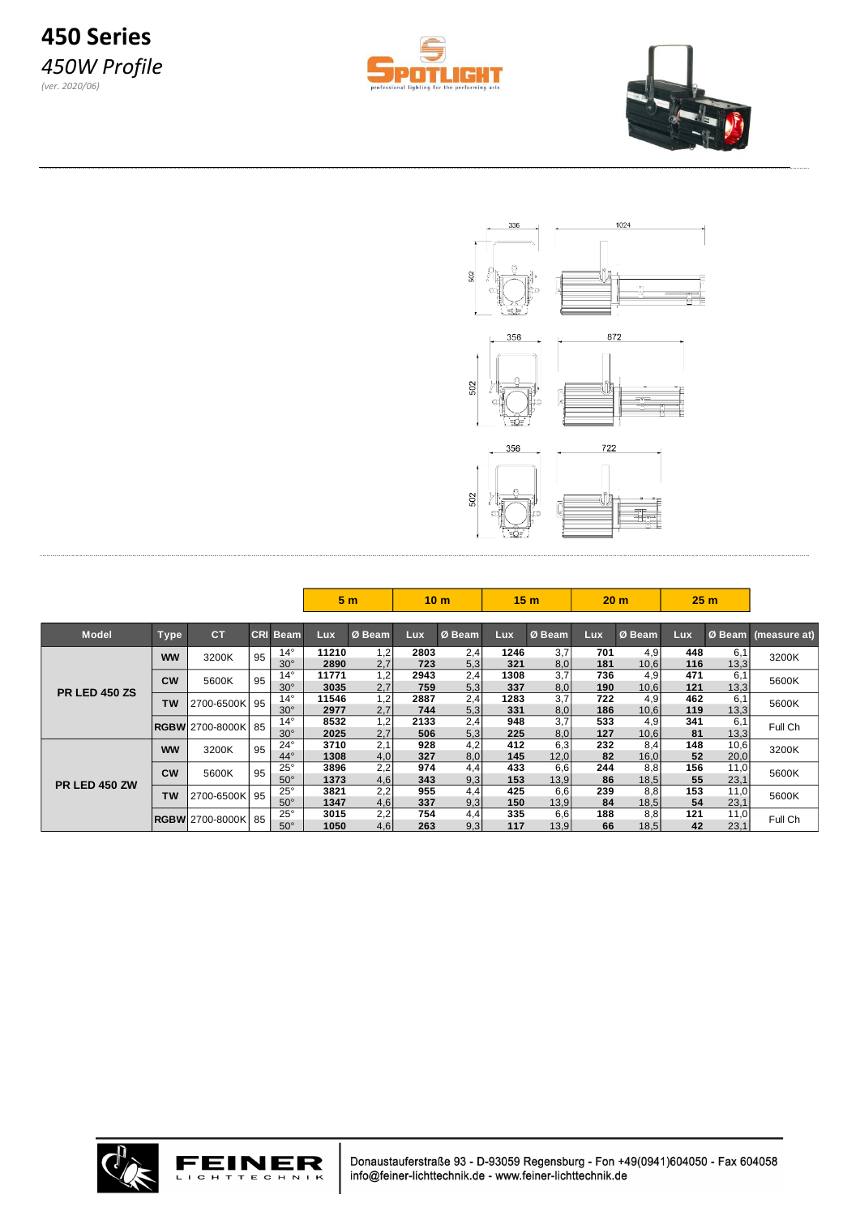# 450 Series

*450W Profile*

*(ver. 2020/06)*

SPOTLIGHT
professional lighting for the performing arts

336
1024
502
358
872
502
356
722
502

| Model | Type | CT | CRI | Beam | 5 m Lux | 5 m Ø Beam | 10 m Lux | 10 m Ø Beam | 15 m Lux | 15 m Ø Beam | 20 m Lux | 20 m Ø Beam | 25 m Lux | 25 m Ø Beam | (measure at) |
|---|---|---|---|---|---|---|---|---|---|---|---|---|---|---|---|
| PR LED 450 ZS | WW | 3200K | 95 | 14° | **11210** | 1,2 | **2803** | 2,4 | **1246** | 3,7 | **701** | 4,9 | **448** | 6,1 | 3200K |
| | | | | 30° | **2890** | 2,7 | **723** | 5,3 | **321** | 8,0 | **181** | 10,6 | **116** | 13,3 | |
| | CW | 5600K | 95 | 14° | **11771** | 1,2 | **2943** | 2,4 | **1308** | 3,7 | **736** | 4,9 | **471** | 6,1 | 5600K |
| | | | | 30° | **3035** | 2,7 | **759** | 5,3 | **337** | 8,0 | **190** | 10,6 | **121** | 13,3 | |
| | TW | 2700-6500K | 95 | 14° | **11546** | 1,2 | **2887** | 2,4 | **1283** | 3,7 | **722** | 4,9 | **462** | 6,1 | 5600K |
| | | | | 30° | **2977** | 2,7 | **744** | 5,3 | **331** | 8,0 | **186** | 10,6 | **119** | 13,3 | |
| | RGBW | 2700-8000K | 85 | 14° | **8532** | 1,2 | **2133** | 2,4 | **948** | 3,7 | **533** | 4,9 | **341** | 6,1 | Full Ch |
| | | | | 30° | **2025** | 2,7 | **506** | 5,3 | **225** | 8,0 | **127** | 10,6 | **81** | 13,3 | |
| PR LED 450 ZW | WW | 3200K | 95 | 24° | **3710** | 2,1 | **928** | 4,2 | **412** | 6,3 | **232** | 8,4 | **148** | 10,6 | 3200K |
| | | | | 44° | **1308** | 4,0 | **327** | 8,0 | **145** | 12,0 | **82** | 16,0 | **52** | 20,0 | |
| | CW | 5600K | 95 | 25° | **3896** | 2,2 | **974** | 4,4 | **433** | 6,6 | **244** | 8,8 | **156** | 11,0 | 5600K |
| | | | | 50° | **1373** | 4,6 | **343** | 9,3 | **153** | 13,9 | **86** | 18,5 | **55** | 23,1 | |
| | TW | 2700-6500K | 95 | 25° | **3821** | 2,2 | **955** | 4,4 | **425** | 6,6 | **239** | 8,8 | **153** | 11,0 | 5600K |
| | | | | 50° | **1347** | 4,6 | **337** | 9,3 | **150** | 13,9 | **84** | 18,5 | **54** | 23,1 | |
| | RGBW | 2700-8000K | 85 | 25° | **3015** | 2,2 | **754** | 4,4 | **335** | 6,6 | **188** | 8,8 | **121** | 11,0 | Full Ch |
| | | | | 50° | **1050** | 4,6 | **263** | 9,3 | **117** | 13,9 | **66** | 18,5 | **42** | 23,1 | |

FEINER LICHTTECHNIK

Donaustauferstraße 93 - D-93059 Regensburg - Fon +49(0941)604050 - Fax 604058
info@feiner-lichttechnik.de - www.feiner-lichttechnik.de